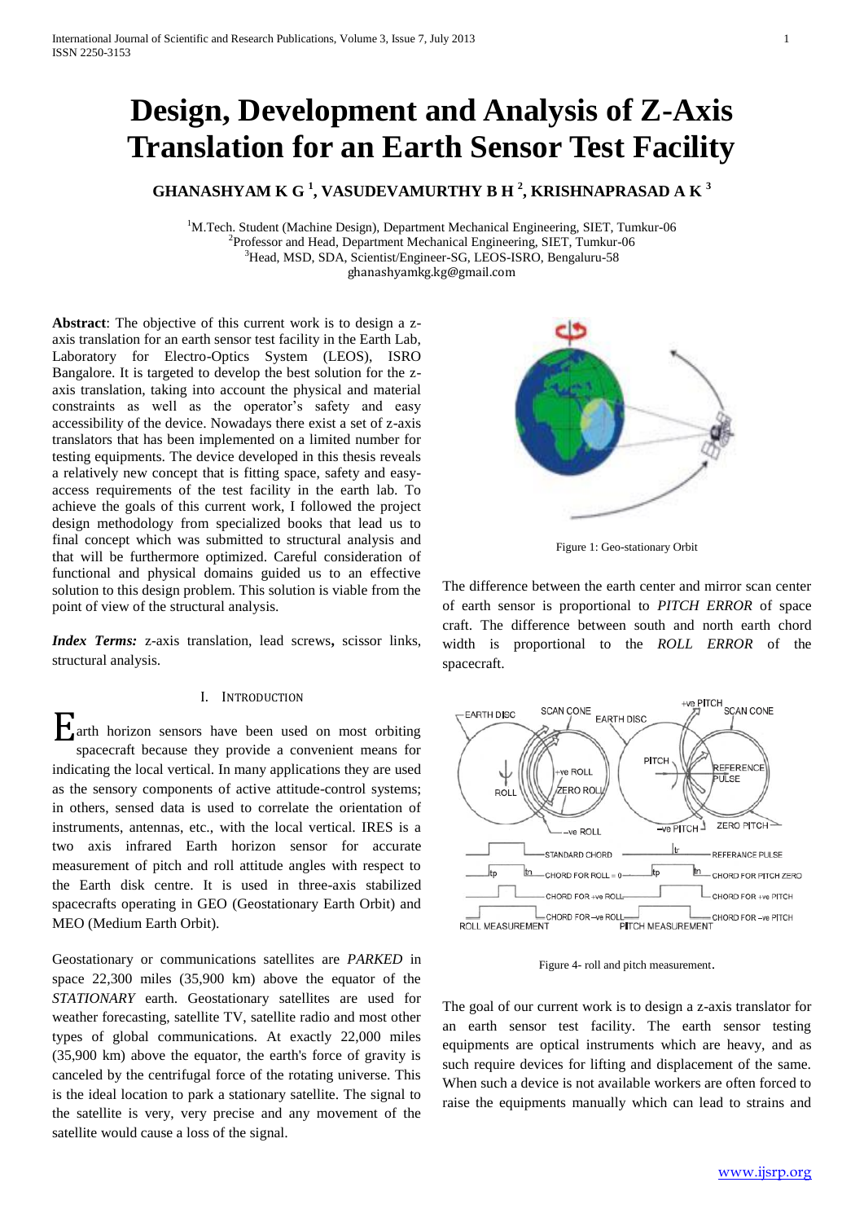# Design, Development and Analysis of Z-Axis Translation for an Earth Sensor Test Facility

**GHANASHYAM K G [1], VASUDEVAMURTHY B H [2], KRISHNAPRASAD A K [3]**

[1]M.Tech. Student (Machine Design), Department Mechanical Engineering, SIET, Tumkur-06
[2]Professor and Head, Department Mechanical Engineering, SIET, Tumkur-06
[3]Head, MSD, SDA, Scientist/Engineer-SG, LEOS-ISRO, Bengaluru-58
ghanashyamkg.kg@gmail.com

**Abstract**: The objective of this current work is to design a z-axis translation for an earth sensor test facility in the Earth Lab, Laboratory for Electro-Optics System (LEOS), ISRO Bangalore. It is targeted to develop the best solution for the z-axis translation, taking into account the physical and material constraints as well as the operator's safety and easy accessibility of the device. Nowadays there exist a set of z-axis translators that has been implemented on a limited number for testing equipments. The device developed in this thesis reveals a relatively new concept that is fitting space, safety and easy-access requirements of the test facility in the earth lab. To achieve the goals of this current work, I followed the project design methodology from specialized books that lead us to final concept which was submitted to structural analysis and that will be furthermore optimized. Careful consideration of functional and physical domains guided us to an effective solution to this design problem. This solution is viable from the point of view of the structural analysis.

***Index Terms:*** z-axis translation, lead screws**,** scissor links, structural analysis.

## I. Introduction

Earth horizon sensors have been used on most orbiting spacecraft because they provide a convenient means for indicating the local vertical. In many applications they are used as the sensory components of active attitude-control systems; in others, sensed data is used to correlate the orientation of instruments, antennas, etc., with the local vertical. IRES is a two axis infrared Earth horizon sensor for accurate measurement of pitch and roll attitude angles with respect to the Earth disk centre. It is used in three-axis stabilized spacecrafts operating in GEO (Geostationary Earth Orbit) and MEO (Medium Earth Orbit).

Geostationary or communications satellites are *PARKED* in space 22,300 miles (35,900 km) above the equator of the *STATIONARY* earth. Geostationary satellites are used for weather forecasting, satellite TV, satellite radio and most other types of global communications. At exactly 22,000 miles (35,900 km) above the equator, the earth's force of gravity is canceled by the centrifugal force of the rotating universe. This is the ideal location to park a stationary satellite. The signal to the satellite is very, very precise and any movement of the satellite would cause a loss of the signal.

Figure 1: Geo-stationary Orbit

The difference between the earth center and mirror scan center of earth sensor is proportional to *PITCH ERROR* of space craft. The difference between south and north earth chord width is proportional to the *ROLL ERROR* of the spacecraft.

Figure 4- roll and pitch measurement.

The goal of our current work is to design a z-axis translator for an earth sensor test facility. The earth sensor testing equipments are optical instruments which are heavy, and as such require devices for lifting and displacement of the same. When such a device is not available workers are often forced to raise the equipments manually which can lead to strains and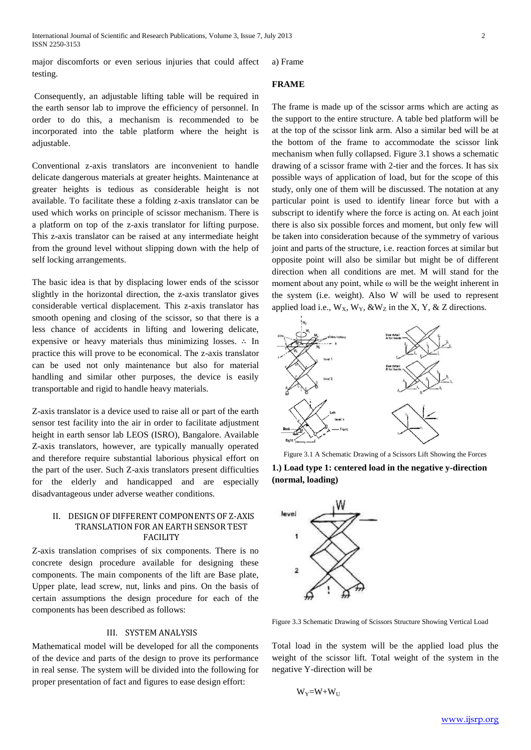major discomforts or even serious injuries that could affect testing.

Consequently, an adjustable lifting table will be required in the earth sensor lab to improve the efficiency of personnel. In order to do this, a mechanism is recommended to be incorporated into the table platform where the height is adjustable.

Conventional z-axis translators are inconvenient to handle delicate dangerous materials at greater heights. Maintenance at greater heights is tedious as considerable height is not available. To facilitate these a folding z-axis translator can be used which works on principle of scissor mechanism. There is a platform on top of the z-axis translator for lifting purpose. This z-axis translator can be raised at any intermediate height from the ground level without slipping down with the help of self locking arrangements.

The basic idea is that by displacing lower ends of the scissor slightly in the horizontal direction, the z-axis translator gives considerable vertical displacement. This z-axis translator has smooth opening and closing of the scissor, so that there is a less chance of accidents in lifting and lowering delicate, expensive or heavy materials thus minimizing losses. ∴ In practice this will prove to be economical. The z-axis translator can be used not only maintenance but also for material handling and similar other purposes, the device is easily transportable and rigid to handle heavy materials.

Z-axis translator is a device used to raise all or part of the earth sensor test facility into the air in order to facilitate adjustment height in earth sensor lab LEOS (ISRO), Bangalore. Available Z-axis translators, however, are typically manually operated and therefore require substantial laborious physical effort on the part of the user. Such Z-axis translators present difficulties for the elderly and handicapped and are especially disadvantageous under adverse weather conditions.

## II. Design of Different Components of Z-Axis Translation for an Earth Sensor Test Facility

Z-axis translation comprises of six components. There is no concrete design procedure available for designing these components. The main components of the lift are Base plate, Upper plate, lead screw, nut, links and pins. On the basis of certain assumptions the design procedure for each of the components has been described as follows:

## III. System Analysis

Mathematical model will be developed for all the components of the device and parts of the design to prove its performance in real sense. The system will be divided into the following for proper presentation of fact and figures to ease design effort:

a) Frame

### FRAME

The frame is made up of the scissor arms which are acting as the support to the entire structure. A table bed platform will be at the top of the scissor link arm. Also a similar bed will be at the bottom of the frame to accommodate the scissor link mechanism when fully collapsed. Figure 3.1 shows a schematic drawing of a scissor frame with 2-tier and the forces. It has six possible ways of application of load, but for the scope of this study, only one of them will be discussed. The notation at any particular point is used to identify linear force but with a subscript to identify where the force is acting on. At each joint there is also six possible forces and moment, but only few will be taken into consideration because of the symmetry of various joint and parts of the structure, i.e. reaction forces at similar but opposite point will also be similar but might be of different direction when all conditions are met. M will stand for the moment about any point, while ω will be the weight inherent in the system (i.e. weight). Also W will be used to represent applied load i.e., $W_X$, $W_Y$, &$W_Z$ in the X, Y, & Z directions.

Figure 3.1 A Schematic Drawing of a Scissors Lift Showing the Forces

**1.) Load type 1: centered load in the negative y-direction (normal, loading)**

Figure 3.3 Schematic Drawing of Scissors Structure Showing Vertical Load

Total load in the system will be the applied load plus the weight of the scissor lift. Total weight of the system in the negative Y-direction will be

$$W_Y = W + W_U$$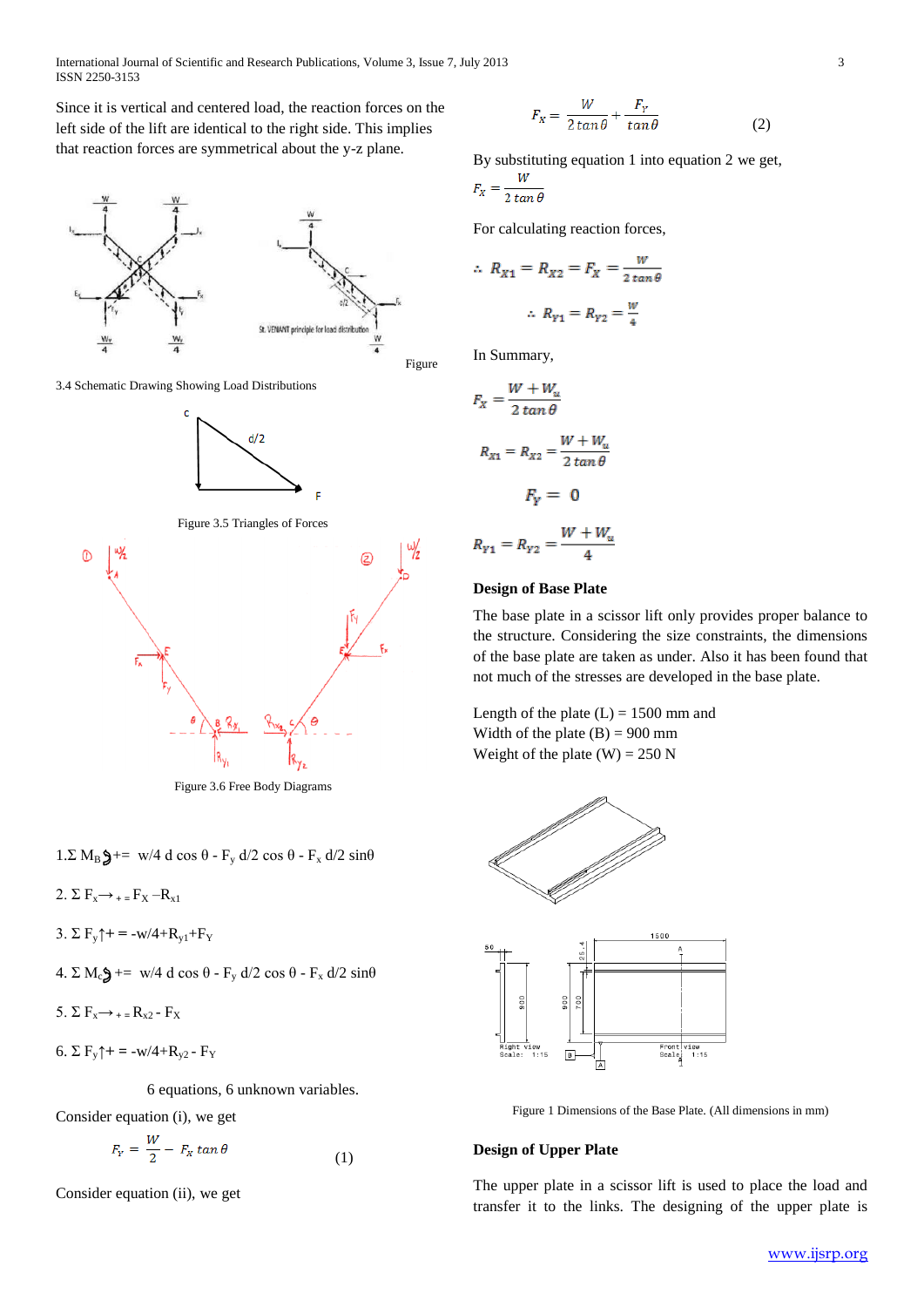Since it is vertical and centered load, the reaction forces on the left side of the lift are identical to the right side. This implies that reaction forces are symmetrical about the y-z plane.

Figure 3.4 Schematic Drawing Showing Load Distributions

Figure 3.5 Triangles of Forces

Figure 3.6 Free Body Diagrams

1. $\Sigma M_B \circlearrowleft + = w/4\, d \cos\theta - F_y\, d/2 \cos\theta - F_x\, d/2 \sin\theta$

2. $\Sigma F_x \rightarrow_+ = F_X - R_{x1}$

3. $\Sigma F_y \uparrow + = -w/4 + R_{y1} + F_Y$

4. $\Sigma M_c \circlearrowleft + = w/4\, d \cos\theta - F_y\, d/2 \cos\theta - F_x\, d/2 \sin\theta$

5. $\Sigma F_x \rightarrow_+ = R_{x2} - F_X$

6. $\Sigma F_y \uparrow + = -w/4 + R_{y2} - F_Y$

6 equations, 6 unknown variables.

Consider equation (i), we get

$$F_Y = \frac{W}{2} - F_X \tan\theta \qquad (1)$$

Consider equation (ii), we get

$$F_X = \frac{W}{2\tan\theta} + \frac{F_Y}{\tan\theta} \qquad (2)$$

By substituting equation 1 into equation 2 we get,

$$F_X = \frac{W}{2\tan\theta}$$

For calculating reaction forces,

$$\therefore\ R_{X1} = R_{X2} = F_X = \frac{W}{2\tan\theta}$$

$$\therefore\ R_{Y1} = R_{Y2} = \frac{W}{4}$$

In Summary,

$$F_X = \frac{W + W_u}{2\tan\theta}$$

$$R_{X1} = R_{X2} = \frac{W + W_u}{2\tan\theta}$$

$$F_Y = 0$$

$$R_{Y1} = R_{Y2} = \frac{W + W_u}{4}$$

**Design of Base Plate**

The base plate in a scissor lift only provides proper balance to the structure. Considering the size constraints, the dimensions of the base plate are taken as under. Also it has been found that not much of the stresses are developed in the base plate.

Length of the plate (L) = 1500 mm and
Width of the plate (B) = 900 mm
Weight of the plate (W) = 250 N

Figure 1 Dimensions of the Base Plate. (All dimensions in mm)

**Design of Upper Plate**

The upper plate in a scissor lift is used to place the load and transfer it to the links. The designing of the upper plate is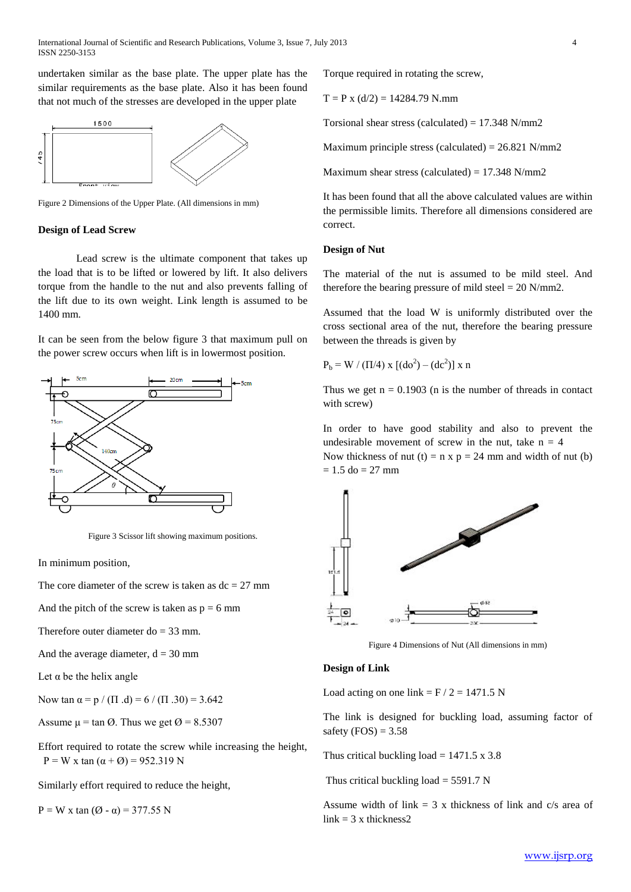undertaken similar as the base plate. The upper plate has the similar requirements as the base plate. Also it has been found that not much of the stresses are developed in the upper plate

Figure 2 Dimensions of the Upper Plate. (All dimensions in mm)

### Design of Lead Screw

Lead screw is the ultimate component that takes up the load that is to be lifted or lowered by lift. It also delivers torque from the handle to the nut and also prevents falling of the lift due to its own weight. Link length is assumed to be 1400 mm.

It can be seen from the below figure 3 that maximum pull on the power screw occurs when lift is in lowermost position.

Figure 3 Scissor lift showing maximum positions.

In minimum position,

The core diameter of the screw is taken as dc = 27 mm

And the pitch of the screw is taken as p = 6 mm

Therefore outer diameter do = 33 mm.

And the average diameter, d = 30 mm

Let α be the helix angle

Now $\tan \alpha = p / (\Pi .d) = 6 / (\Pi .30) = 3.642$

Assume $\mu = \tan Ø$. Thus we get $Ø = 8.5307$

Effort required to rotate the screw while increasing the height, $P = W \times \tan (\alpha + Ø) = 952.319$ N

Similarly effort required to reduce the height,

$P = W \times \tan (Ø - \alpha) = 377.55$ N

Torque required in rotating the screw,

$T = P \times (d/2) = 14284.79$ N.mm

Torsional shear stress (calculated) = 17.348 N/mm2

Maximum principle stress (calculated) = 26.821 N/mm2

Maximum shear stress (calculated) = 17.348 N/mm2

It has been found that all the above calculated values are within the permissible limits. Therefore all dimensions considered are correct.

### Design of Nut

The material of the nut is assumed to be mild steel. And therefore the bearing pressure of mild steel = 20 N/mm2.

Assumed that the load W is uniformly distributed over the cross sectional area of the nut, therefore the bearing pressure between the threads is given by

$P_b = W / (\Pi/4) \times [(do^2) – (dc^2)] \times n$

Thus we get n = 0.1903 (n is the number of threads in contact with screw)

In order to have good stability and also to prevent the undesirable movement of screw in the nut, take n = 4
Now thickness of nut (t) = n x p = 24 mm and width of nut (b) = 1.5 do = 27 mm

Figure 4 Dimensions of Nut (All dimensions in mm)

### Design of Link

Load acting on one link = F / 2 = 1471.5 N

The link is designed for buckling load, assuming factor of safety (FOS) = 3.58

Thus critical buckling load = 1471.5 x 3.8

Thus critical buckling load = 5591.7 N

Assume width of link = 3 x thickness of link and c/s area of link = 3 x thickness2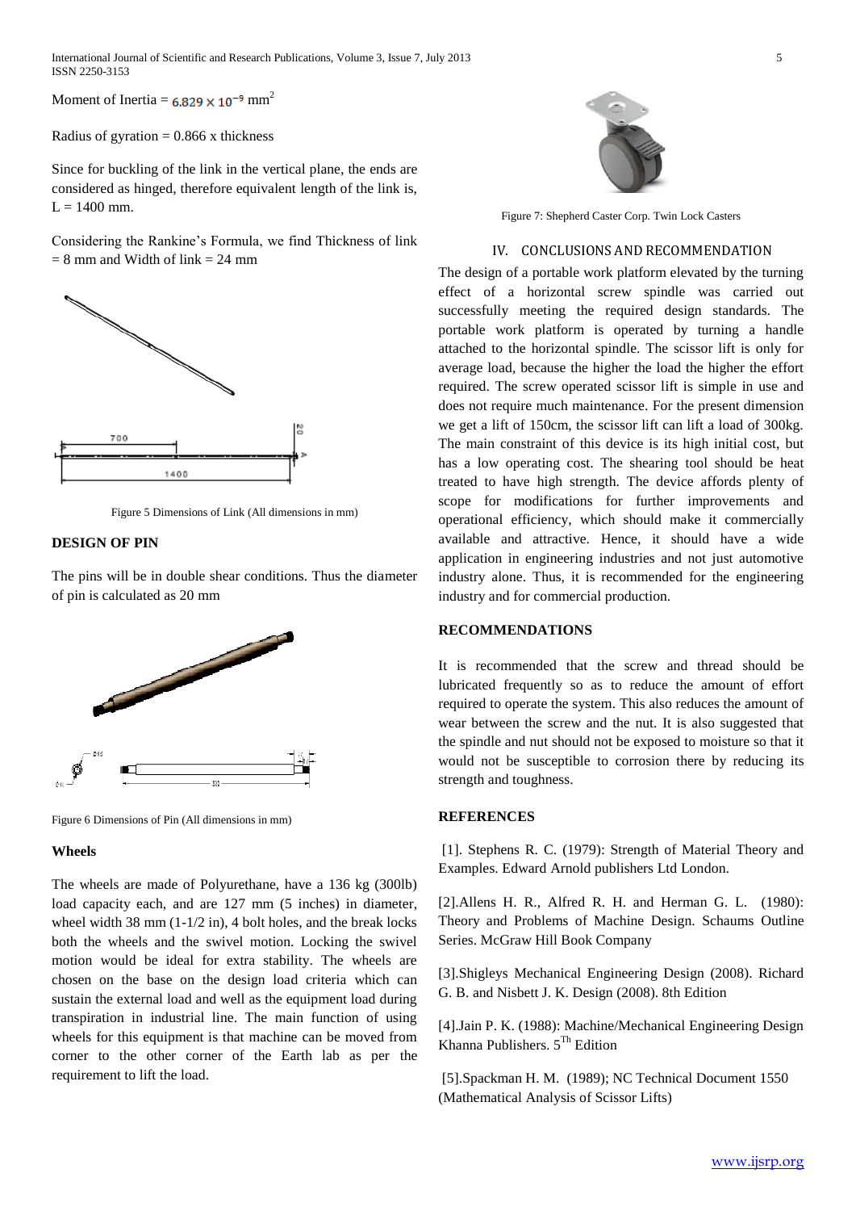Moment of Inertia = $6.829 \times 10^{-9}$ mm$^2$

Radius of gyration = 0.866 x thickness

Since for buckling of the link in the vertical plane, the ends are considered as hinged, therefore equivalent length of the link is, L = 1400 mm.

Considering the Rankine's Formula, we find Thickness of link = 8 mm and Width of link = 24 mm

Figure 5 Dimensions of Link (All dimensions in mm)

**DESIGN OF PIN**

The pins will be in double shear conditions. Thus the diameter of pin is calculated as 20 mm

Figure 6 Dimensions of Pin (All dimensions in mm)

**Wheels**

The wheels are made of Polyurethane, have a 136 kg (300lb) load capacity each, and are 127 mm (5 inches) in diameter, wheel width 38 mm (1-1/2 in), 4 bolt holes, and the break locks both the wheels and the swivel motion. Locking the swivel motion would be ideal for extra stability. The wheels are chosen on the base on the design load criteria which can sustain the external load and well as the equipment load during transpiration in industrial line. The main function of using wheels for this equipment is that machine can be moved from corner to the other corner of the Earth lab as per the requirement to lift the load.

Figure 7: Shepherd Caster Corp. Twin Lock Casters

## IV. CONCLUSIONS AND RECOMMENDATION

The design of a portable work platform elevated by the turning effect of a horizontal screw spindle was carried out successfully meeting the required design standards. The portable work platform is operated by turning a handle attached to the horizontal spindle. The scissor lift is only for average load, because the higher the load the higher the effort required. The screw operated scissor lift is simple in use and does not require much maintenance. For the present dimension we get a lift of 150cm, the scissor lift can lift a load of 300kg. The main constraint of this device is its high initial cost, but has a low operating cost. The shearing tool should be heat treated to have high strength. The device affords plenty of scope for modifications for further improvements and operational efficiency, which should make it commercially available and attractive. Hence, it should have a wide application in engineering industries and not just automotive industry alone. Thus, it is recommended for the engineering industry and for commercial production.

**RECOMMENDATIONS**

It is recommended that the screw and thread should be lubricated frequently so as to reduce the amount of effort required to operate the system. This also reduces the amount of wear between the screw and the nut. It is also suggested that the spindle and nut should not be exposed to moisture so that it would not be susceptible to corrosion there by reducing its strength and toughness.

**REFERENCES**

[1]. Stephens R. C. (1979): Strength of Material Theory and Examples. Edward Arnold publishers Ltd London.

[2].Allens H. R., Alfred R. H. and Herman G. L. (1980): Theory and Problems of Machine Design. Schaums Outline Series. McGraw Hill Book Company

[3].Shigleys Mechanical Engineering Design (2008). Richard G. B. and Nisbett J. K. Design (2008). 8th Edition

[4].Jain P. K. (1988): Machine/Mechanical Engineering Design Khanna Publishers. 5$^{Th}$ Edition

[5].Spackman H. M. (1989); NC Technical Document 1550 (Mathematical Analysis of Scissor Lifts)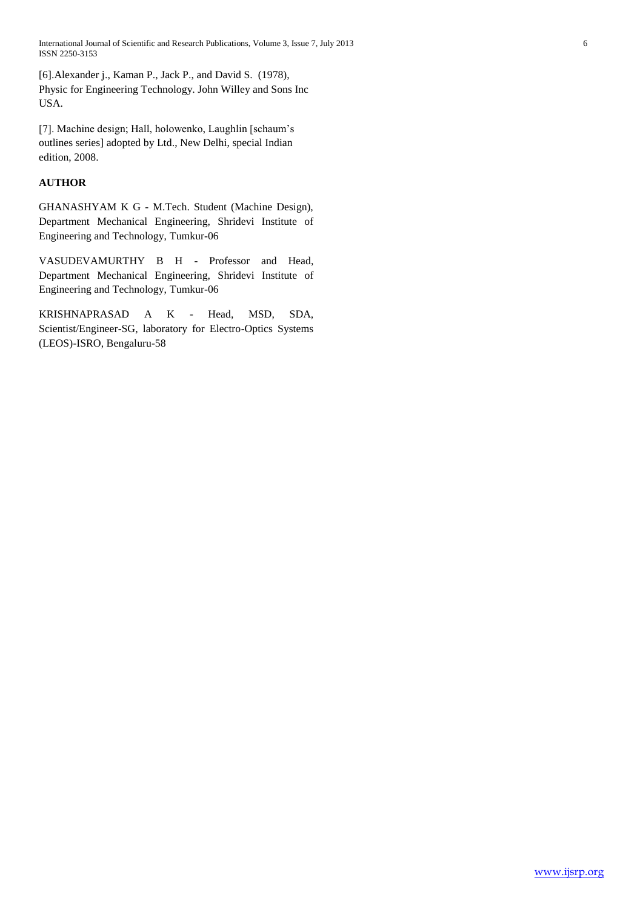[6].Alexander j., Kaman P., Jack P., and David S. (1978), Physic for Engineering Technology. John Willey and Sons Inc USA.

[7]. Machine design; Hall, holowenko, Laughlin [schaum's outlines series] adopted by Ltd., New Delhi, special Indian edition, 2008.

**AUTHOR**

GHANASHYAM K G - M.Tech. Student (Machine Design), Department Mechanical Engineering, Shridevi Institute of Engineering and Technology, Tumkur-06

VASUDEVAMURTHY B H - Professor and Head, Department Mechanical Engineering, Shridevi Institute of Engineering and Technology, Tumkur-06

KRISHNAPRASAD A K - Head, MSD, SDA, Scientist/Engineer-SG, laboratory for Electro-Optics Systems (LEOS)-ISRO, Bengaluru-58